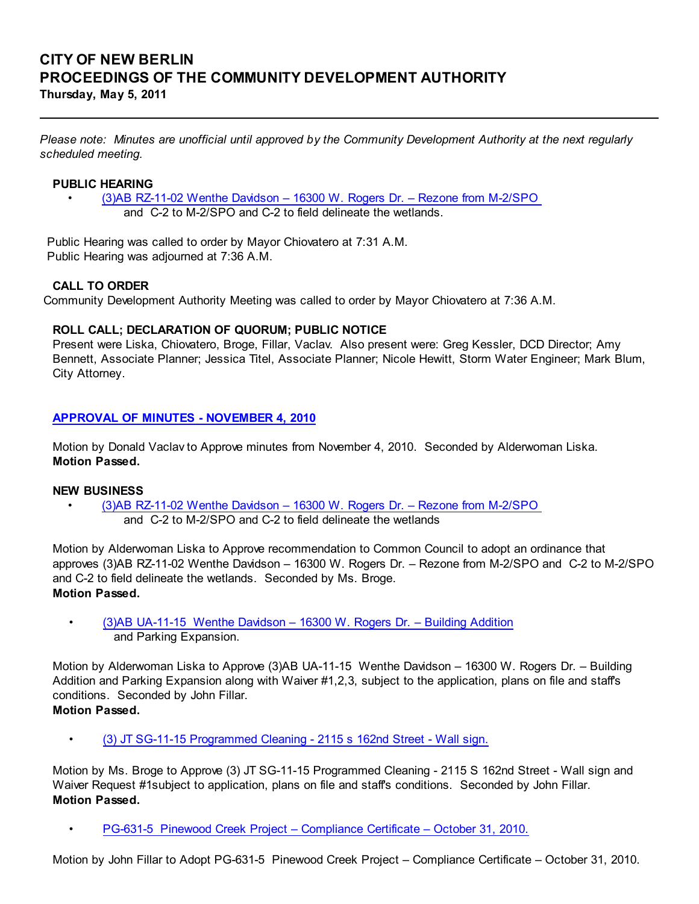# CITY OF NEW BERLIN
# PROCEEDINGS OF THE COMMUNITY DEVELOPMENT AUTHORITY
**Thursday, May 5, 2011**

---

*Please note: Minutes are unofficial until approved by the Community Development Authority at the next regularly scheduled meeting.*

### PUBLIC HEARING

- (3)AB RZ-11-02 Wenthe Davidson – 16300 W. Rogers Dr. – Rezone from M-2/SPO and C-2 to M-2/SPO and C-2 to field delineate the wetlands.

Public Hearing was called to order by Mayor Chiovatero at 7:31 A.M.
Public Hearing was adjourned at 7:36 A.M.

### CALL TO ORDER

Community Development Authority Meeting was called to order by Mayor Chiovatero at 7:36 A.M.

### ROLL CALL; DECLARATION OF QUORUM; PUBLIC NOTICE

Present were Liska, Chiovatero, Broge, Fillar, Vaclav. Also present were: Greg Kessler, DCD Director; Amy Bennett, Associate Planner; Jessica Titel, Associate Planner; Nicole Hewitt, Storm Water Engineer; Mark Blum, City Attorney.

### APPROVAL OF MINUTES - NOVEMBER 4, 2010

Motion by Donald Vaclav to Approve minutes from November 4, 2010. Seconded by Alderwoman Liska.
**Motion Passed.**

### NEW BUSINESS

- (3)AB RZ-11-02 Wenthe Davidson – 16300 W. Rogers Dr. – Rezone from M-2/SPO and C-2 to M-2/SPO and C-2 to field delineate the wetlands

Motion by Alderwoman Liska to Approve recommendation to Common Council to adopt an ordinance that approves (3)AB RZ-11-02 Wenthe Davidson – 16300 W. Rogers Dr. – Rezone from M-2/SPO and C-2 to M-2/SPO and C-2 to field delineate the wetlands. Seconded by Ms. Broge.
**Motion Passed.**

- (3)AB UA-11-15 Wenthe Davidson – 16300 W. Rogers Dr. – Building Addition and Parking Expansion.

Motion by Alderwoman Liska to Approve (3)AB UA-11-15 Wenthe Davidson – 16300 W. Rogers Dr. – Building Addition and Parking Expansion along with Waiver #1,2,3, subject to the application, plans on file and staff's conditions. Seconded by John Fillar.
**Motion Passed.**

- (3) JT SG-11-15 Programmed Cleaning - 2115 s 162nd Street - Wall sign.

Motion by Ms. Broge to Approve (3) JT SG-11-15 Programmed Cleaning - 2115 S 162nd Street - Wall sign and Waiver Request #1subject to application, plans on file and staff's conditions. Seconded by John Fillar.
**Motion Passed.**

- PG-631-5 Pinewood Creek Project – Compliance Certificate – October 31, 2010.

Motion by John Fillar to Adopt PG-631-5 Pinewood Creek Project – Compliance Certificate – October 31, 2010.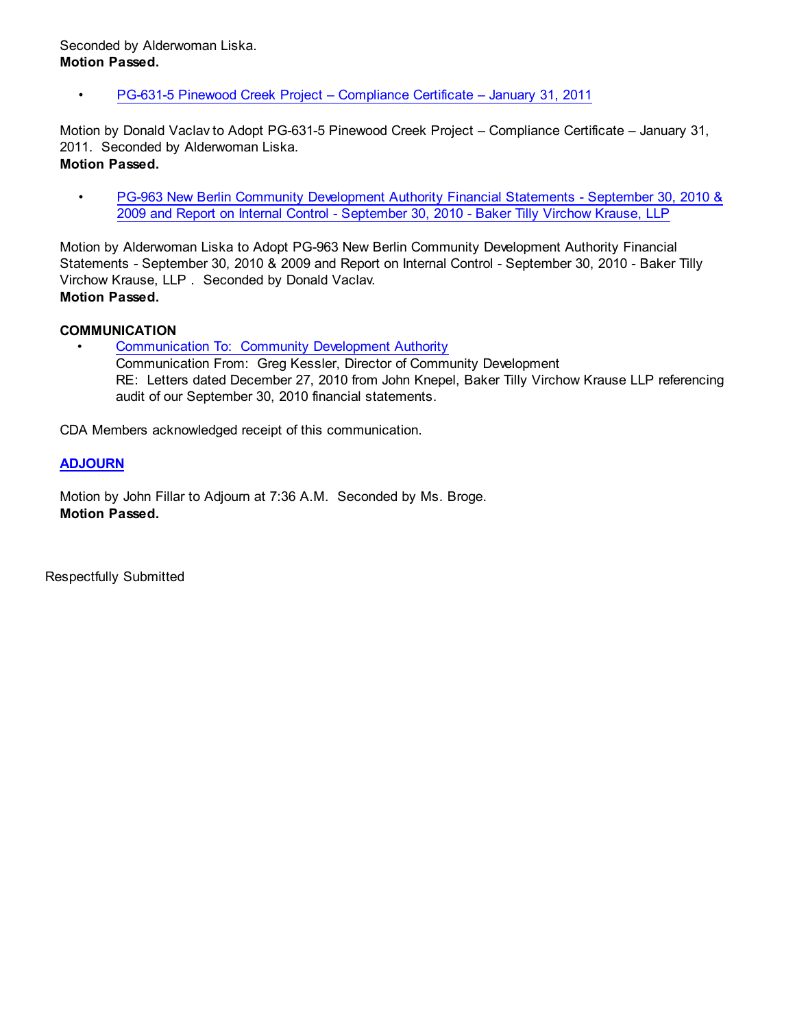Seconded by Alderwoman Liska.
**Motion Passed.**

- PG-631-5 Pinewood Creek Project – Compliance Certificate – January 31, 2011

Motion by Donald Vaclav to Adopt PG-631-5 Pinewood Creek Project – Compliance Certificate – January 31, 2011. Seconded by Alderwoman Liska.
**Motion Passed.**

- PG-963 New Berlin Community Development Authority Financial Statements - September 30, 2010 & 2009 and Report on Internal Control - September 30, 2010 - Baker Tilly Virchow Krause, LLP

Motion by Alderwoman Liska to Adopt PG-963 New Berlin Community Development Authority Financial Statements - September 30, 2010 & 2009 and Report on Internal Control - September 30, 2010 - Baker Tilly Virchow Krause, LLP . Seconded by Donald Vaclav.
**Motion Passed.**

**COMMUNICATION**

- Communication To: Community Development Authority
  Communication From: Greg Kessler, Director of Community Development
  RE: Letters dated December 27, 2010 from John Knepel, Baker Tilly Virchow Krause LLP referencing audit of our September 30, 2010 financial statements.

CDA Members acknowledged receipt of this communication.

**ADJOURN**

Motion by John Fillar to Adjourn at 7:36 A.M. Seconded by Ms. Broge.
**Motion Passed.**

Respectfully Submitted